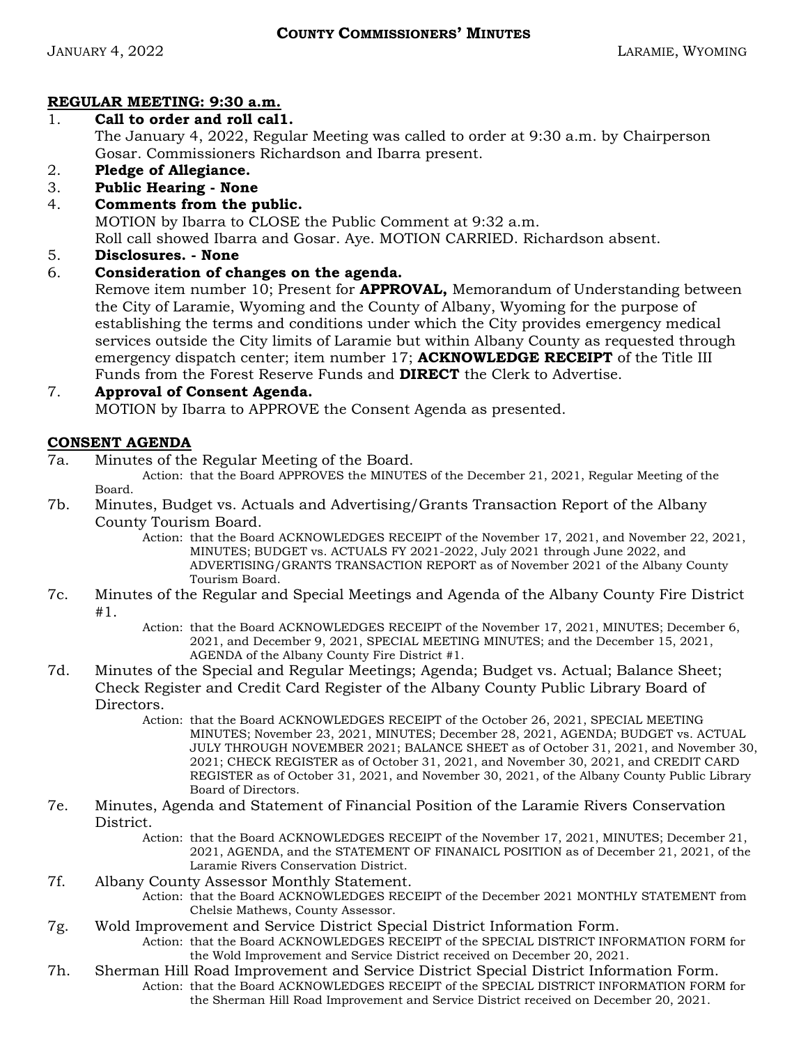# County Commissioners' Minutes

January 4, 2022 — Laramie, Wyoming

## REGULAR MEETING: 9:30 a.m.

1. **Call to order and roll cal1.**
   The January 4, 2022, Regular Meeting was called to order at 9:30 a.m. by Chairperson Gosar. Commissioners Richardson and Ibarra present.
2. **Pledge of Allegiance.**
3. **Public Hearing - None**
4. **Comments from the public.**
   MOTION by Ibarra to CLOSE the Public Comment at 9:32 a.m.
   Roll call showed Ibarra and Gosar. Aye. MOTION CARRIED. Richardson absent.
5. **Disclosures. - None**
6. **Consideration of changes on the agenda.**
   Remove item number 10; Present for **APPROVAL,** Memorandum of Understanding between the City of Laramie, Wyoming and the County of Albany, Wyoming for the purpose of establishing the terms and conditions under which the City provides emergency medical services outside the City limits of Laramie but within Albany County as requested through emergency dispatch center; item number 17; **ACKNOWLEDGE RECEIPT** of the Title III Funds from the Forest Reserve Funds and **DIRECT** the Clerk to Advertise.
7. **Approval of Consent Agenda.**
   MOTION by Ibarra to APPROVE the Consent Agenda as presented.

## CONSENT AGENDA

7a. Minutes of the Regular Meeting of the Board.

Action: that the Board APPROVES the MINUTES of the December 21, 2021, Regular Meeting of the Board.

7b. Minutes, Budget vs. Actuals and Advertising/Grants Transaction Report of the Albany County Tourism Board.

Action: that the Board ACKNOWLEDGES RECEIPT of the November 17, 2021, and November 22, 2021, MINUTES; BUDGET vs. ACTUALS FY 2021-2022, July 2021 through June 2022, and ADVERTISING/GRANTS TRANSACTION REPORT as of November 2021 of the Albany County Tourism Board.

7c. Minutes of the Regular and Special Meetings and Agenda of the Albany County Fire District #1.

Action: that the Board ACKNOWLEDGES RECEIPT of the November 17, 2021, MINUTES; December 6, 2021, and December 9, 2021, SPECIAL MEETING MINUTES; and the December 15, 2021, AGENDA of the Albany County Fire District #1.

7d. Minutes of the Special and Regular Meetings; Agenda; Budget vs. Actual; Balance Sheet; Check Register and Credit Card Register of the Albany County Public Library Board of Directors.

Action: that the Board ACKNOWLEDGES RECEIPT of the October 26, 2021, SPECIAL MEETING MINUTES; November 23, 2021, MINUTES; December 28, 2021, AGENDA; BUDGET vs. ACTUAL JULY THROUGH NOVEMBER 2021; BALANCE SHEET as of October 31, 2021, and November 30, 2021; CHECK REGISTER as of October 31, 2021, and November 30, 2021, and CREDIT CARD REGISTER as of October 31, 2021, and November 30, 2021, of the Albany County Public Library Board of Directors.

7e. Minutes, Agenda and Statement of Financial Position of the Laramie Rivers Conservation District.

Action: that the Board ACKNOWLEDGES RECEIPT of the November 17, 2021, MINUTES; December 21, 2021, AGENDA, and the STATEMENT OF FINANAICL POSITION as of December 21, 2021, of the Laramie Rivers Conservation District.

7f. Albany County Assessor Monthly Statement.

Action: that the Board ACKNOWLEDGES RECEIPT of the December 2021 MONTHLY STATEMENT from Chelsie Mathews, County Assessor.

7g. Wold Improvement and Service District Special District Information Form.

Action: that the Board ACKNOWLEDGES RECEIPT of the SPECIAL DISTRICT INFORMATION FORM for the Wold Improvement and Service District received on December 20, 2021.

7h. Sherman Hill Road Improvement and Service District Special District Information Form.

Action: that the Board ACKNOWLEDGES RECEIPT of the SPECIAL DISTRICT INFORMATION FORM for the Sherman Hill Road Improvement and Service District received on December 20, 2021.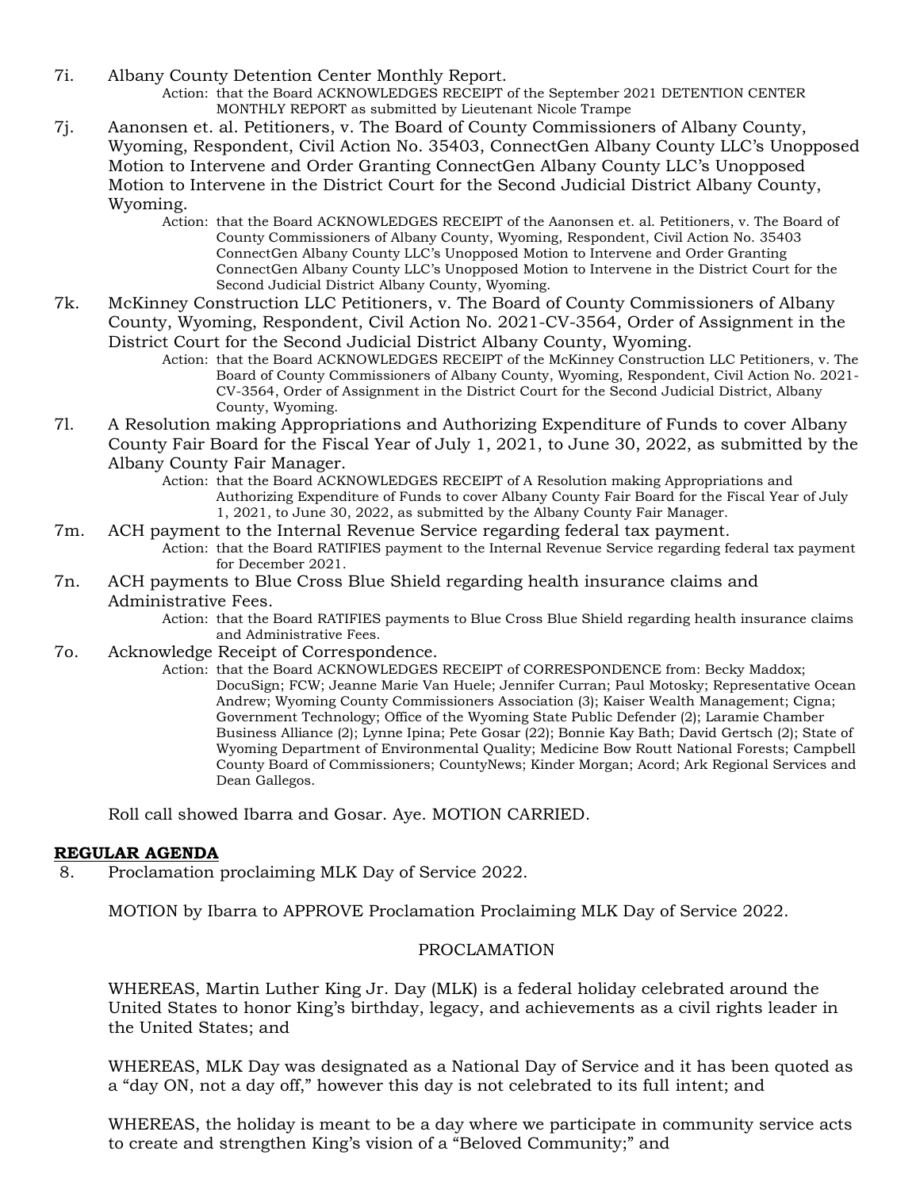7i. Albany County Detention Center Monthly Report.

> Action: that the Board ACKNOWLEDGES RECEIPT of the September 2021 DETENTION CENTER MONTHLY REPORT as submitted by Lieutenant Nicole Trampe

7j. Aanonsen et. al. Petitioners, v. The Board of County Commissioners of Albany County, Wyoming, Respondent, Civil Action No. 35403, ConnectGen Albany County LLC's Unopposed Motion to Intervene and Order Granting ConnectGen Albany County LLC's Unopposed Motion to Intervene in the District Court for the Second Judicial District Albany County, Wyoming.

> Action: that the Board ACKNOWLEDGES RECEIPT of the Aanonsen et. al. Petitioners, v. The Board of County Commissioners of Albany County, Wyoming, Respondent, Civil Action No. 35403 ConnectGen Albany County LLC's Unopposed Motion to Intervene and Order Granting ConnectGen Albany County LLC's Unopposed Motion to Intervene in the District Court for the Second Judicial District Albany County, Wyoming.

7k. McKinney Construction LLC Petitioners, v. The Board of County Commissioners of Albany County, Wyoming, Respondent, Civil Action No. 2021-CV-3564, Order of Assignment in the District Court for the Second Judicial District Albany County, Wyoming.

> Action: that the Board ACKNOWLEDGES RECEIPT of the McKinney Construction LLC Petitioners, v. The Board of County Commissioners of Albany County, Wyoming, Respondent, Civil Action No. 2021-CV-3564, Order of Assignment in the District Court for the Second Judicial District, Albany County, Wyoming.

7l. A Resolution making Appropriations and Authorizing Expenditure of Funds to cover Albany County Fair Board for the Fiscal Year of July 1, 2021, to June 30, 2022, as submitted by the Albany County Fair Manager.

> Action: that the Board ACKNOWLEDGES RECEIPT of A Resolution making Appropriations and Authorizing Expenditure of Funds to cover Albany County Fair Board for the Fiscal Year of July 1, 2021, to June 30, 2022, as submitted by the Albany County Fair Manager.

7m. ACH payment to the Internal Revenue Service regarding federal tax payment.

> Action: that the Board RATIFIES payment to the Internal Revenue Service regarding federal tax payment for December 2021.

7n. ACH payments to Blue Cross Blue Shield regarding health insurance claims and Administrative Fees.

> Action: that the Board RATIFIES payments to Blue Cross Blue Shield regarding health insurance claims and Administrative Fees.

7o. Acknowledge Receipt of Correspondence.

> Action: that the Board ACKNOWLEDGES RECEIPT of CORRESPONDENCE from: Becky Maddox; DocuSign; FCW; Jeanne Marie Van Huele; Jennifer Curran; Paul Motosky; Representative Ocean Andrew; Wyoming County Commissioners Association (3); Kaiser Wealth Management; Cigna; Government Technology; Office of the Wyoming State Public Defender (2); Laramie Chamber Business Alliance (2); Lynne Ipina; Pete Gosar (22); Bonnie Kay Bath; David Gertsch (2); State of Wyoming Department of Environmental Quality; Medicine Bow Routt National Forests; Campbell County Board of Commissioners; CountyNews; Kinder Morgan; Acord; Ark Regional Services and Dean Gallegos.

Roll call showed Ibarra and Gosar. Aye. MOTION CARRIED.

**REGULAR AGENDA**

8. Proclamation proclaiming MLK Day of Service 2022.

MOTION by Ibarra to APPROVE Proclamation Proclaiming MLK Day of Service 2022.

PROCLAMATION

WHEREAS, Martin Luther King Jr. Day (MLK) is a federal holiday celebrated around the United States to honor King's birthday, legacy, and achievements as a civil rights leader in the United States; and

WHEREAS, MLK Day was designated as a National Day of Service and it has been quoted as a "day ON, not a day off," however this day is not celebrated to its full intent; and

WHEREAS, the holiday is meant to be a day where we participate in community service acts to create and strengthen King's vision of a "Beloved Community;" and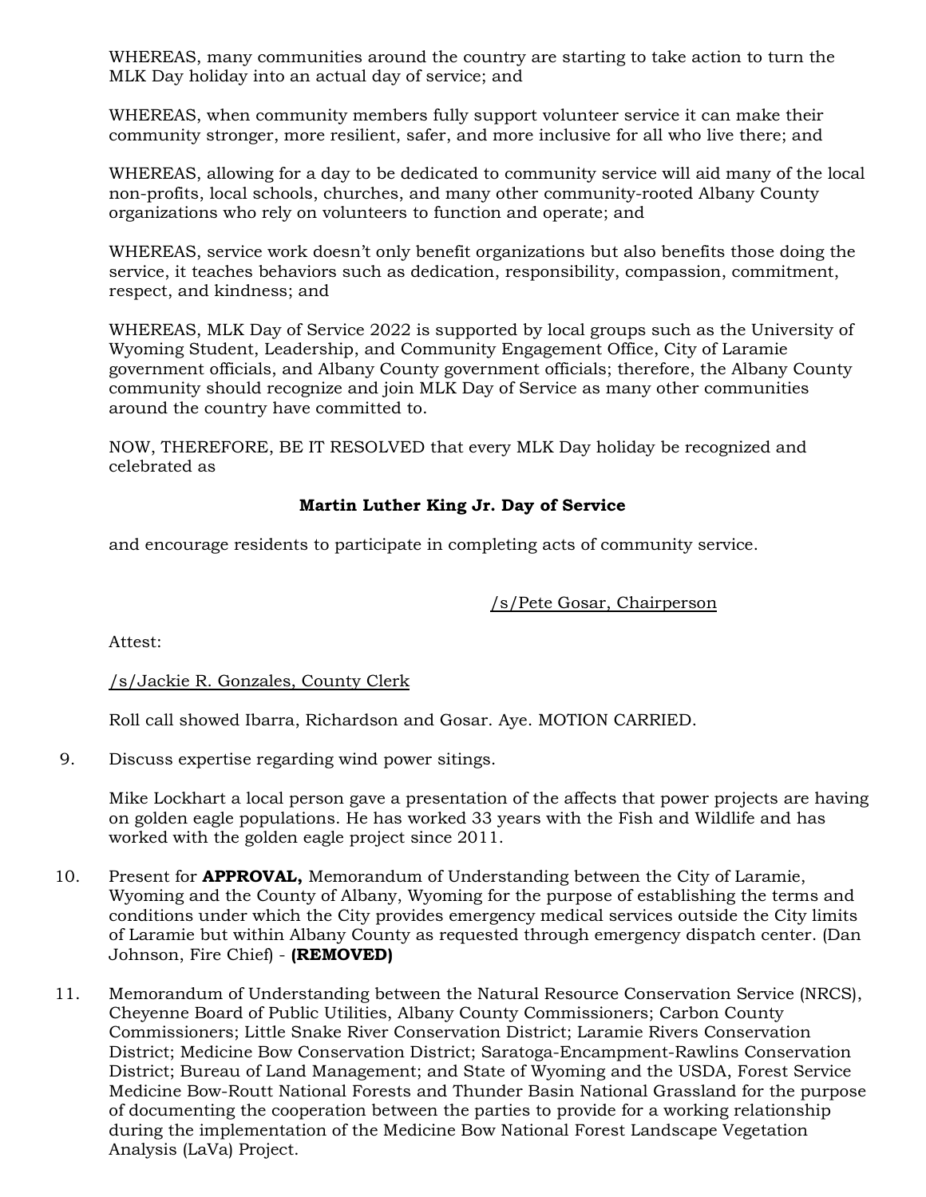WHEREAS, many communities around the country are starting to take action to turn the MLK Day holiday into an actual day of service; and

WHEREAS, when community members fully support volunteer service it can make their community stronger, more resilient, safer, and more inclusive for all who live there; and

WHEREAS, allowing for a day to be dedicated to community service will aid many of the local non-profits, local schools, churches, and many other community-rooted Albany County organizations who rely on volunteers to function and operate; and

WHEREAS, service work doesn't only benefit organizations but also benefits those doing the service, it teaches behaviors such as dedication, responsibility, compassion, commitment, respect, and kindness; and

WHEREAS, MLK Day of Service 2022 is supported by local groups such as the University of Wyoming Student, Leadership, and Community Engagement Office, City of Laramie government officials, and Albany County government officials; therefore, the Albany County community should recognize and join MLK Day of Service as many other communities around the country have committed to.

NOW, THEREFORE, BE IT RESOLVED that every MLK Day holiday be recognized and celebrated as

**Martin Luther King Jr. Day of Service**

and encourage residents to participate in completing acts of community service.

/s/Pete Gosar, Chairperson

Attest:

/s/Jackie R. Gonzales, County Clerk

Roll call showed Ibarra, Richardson and Gosar. Aye. MOTION CARRIED.

9. Discuss expertise regarding wind power sitings.

   Mike Lockhart a local person gave a presentation of the affects that power projects are having on golden eagle populations. He has worked 33 years with the Fish and Wildlife and has worked with the golden eagle project since 2011.

10. Present for **APPROVAL,** Memorandum of Understanding between the City of Laramie, Wyoming and the County of Albany, Wyoming for the purpose of establishing the terms and conditions under which the City provides emergency medical services outside the City limits of Laramie but within Albany County as requested through emergency dispatch center. (Dan Johnson, Fire Chief) - **(REMOVED)**

11. Memorandum of Understanding between the Natural Resource Conservation Service (NRCS), Cheyenne Board of Public Utilities, Albany County Commissioners; Carbon County Commissioners; Little Snake River Conservation District; Laramie Rivers Conservation District; Medicine Bow Conservation District; Saratoga-Encampment-Rawlins Conservation District; Bureau of Land Management; and State of Wyoming and the USDA, Forest Service Medicine Bow-Routt National Forests and Thunder Basin National Grassland for the purpose of documenting the cooperation between the parties to provide for a working relationship during the implementation of the Medicine Bow National Forest Landscape Vegetation Analysis (LaVa) Project.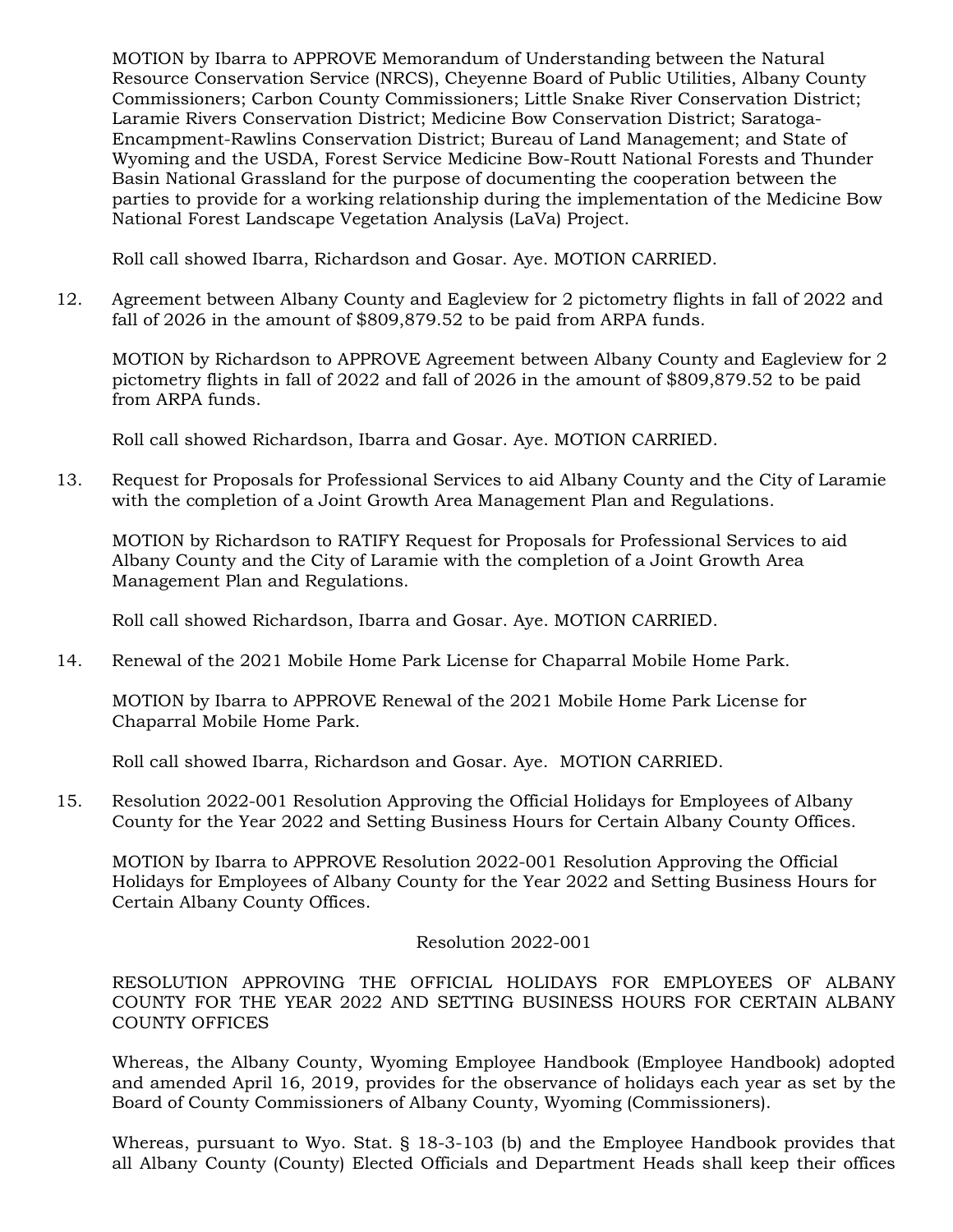MOTION by Ibarra to APPROVE Memorandum of Understanding between the Natural Resource Conservation Service (NRCS), Cheyenne Board of Public Utilities, Albany County Commissioners; Carbon County Commissioners; Little Snake River Conservation District; Laramie Rivers Conservation District; Medicine Bow Conservation District; Saratoga-Encampment-Rawlins Conservation District; Bureau of Land Management; and State of Wyoming and the USDA, Forest Service Medicine Bow-Routt National Forests and Thunder Basin National Grassland for the purpose of documenting the cooperation between the parties to provide for a working relationship during the implementation of the Medicine Bow National Forest Landscape Vegetation Analysis (LaVa) Project.

Roll call showed Ibarra, Richardson and Gosar. Aye. MOTION CARRIED.

12. Agreement between Albany County and Eagleview for 2 pictometry flights in fall of 2022 and fall of 2026 in the amount of $809,879.52 to be paid from ARPA funds.

    MOTION by Richardson to APPROVE Agreement between Albany County and Eagleview for 2 pictometry flights in fall of 2022 and fall of 2026 in the amount of $809,879.52 to be paid from ARPA funds.

    Roll call showed Richardson, Ibarra and Gosar. Aye. MOTION CARRIED.

13. Request for Proposals for Professional Services to aid Albany County and the City of Laramie with the completion of a Joint Growth Area Management Plan and Regulations.

    MOTION by Richardson to RATIFY Request for Proposals for Professional Services to aid Albany County and the City of Laramie with the completion of a Joint Growth Area Management Plan and Regulations.

    Roll call showed Richardson, Ibarra and Gosar. Aye. MOTION CARRIED.

14. Renewal of the 2021 Mobile Home Park License for Chaparral Mobile Home Park.

    MOTION by Ibarra to APPROVE Renewal of the 2021 Mobile Home Park License for Chaparral Mobile Home Park.

    Roll call showed Ibarra, Richardson and Gosar. Aye. MOTION CARRIED.

15. Resolution 2022-001 Resolution Approving the Official Holidays for Employees of Albany County for the Year 2022 and Setting Business Hours for Certain Albany County Offices.

    MOTION by Ibarra to APPROVE Resolution 2022-001 Resolution Approving the Official Holidays for Employees of Albany County for the Year 2022 and Setting Business Hours for Certain Albany County Offices.

    Resolution 2022-001

    RESOLUTION APPROVING THE OFFICIAL HOLIDAYS FOR EMPLOYEES OF ALBANY COUNTY FOR THE YEAR 2022 AND SETTING BUSINESS HOURS FOR CERTAIN ALBANY COUNTY OFFICES

    Whereas, the Albany County, Wyoming Employee Handbook (Employee Handbook) adopted and amended April 16, 2019, provides for the observance of holidays each year as set by the Board of County Commissioners of Albany County, Wyoming (Commissioners).

    Whereas, pursuant to Wyo. Stat. § 18-3-103 (b) and the Employee Handbook provides that all Albany County (County) Elected Officials and Department Heads shall keep their offices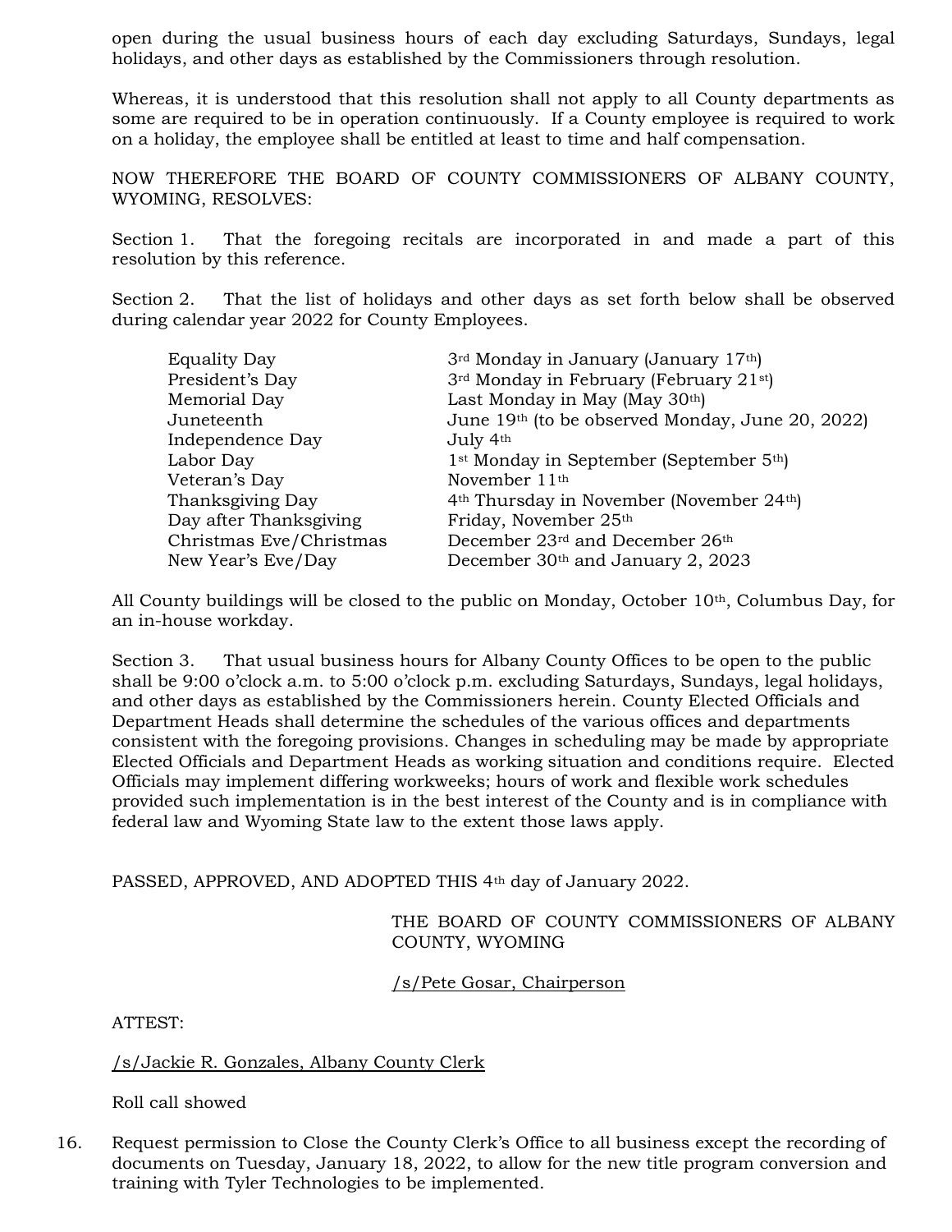open during the usual business hours of each day excluding Saturdays, Sundays, legal holidays, and other days as established by the Commissioners through resolution.

Whereas, it is understood that this resolution shall not apply to all County departments as some are required to be in operation continuously. If a County employee is required to work on a holiday, the employee shall be entitled at least to time and half compensation.

NOW THEREFORE THE BOARD OF COUNTY COMMISSIONERS OF ALBANY COUNTY, WYOMING, RESOLVES:

Section 1. That the foregoing recitals are incorporated in and made a part of this resolution by this reference.

Section 2. That the list of holidays and other days as set forth below shall be observed during calendar year 2022 for County Employees.

| | |
|---|---|
| Equality Day | 3rd Monday in January (January 17th) |
| President's Day | 3rd Monday in February (February 21st) |
| Memorial Day | Last Monday in May (May 30th) |
| Juneteenth | June 19th (to be observed Monday, June 20, 2022) |
| Independence Day | July 4th |
| Labor Day | 1st Monday in September (September 5th) |
| Veteran's Day | November 11th |
| Thanksgiving Day | 4th Thursday in November (November 24th) |
| Day after Thanksgiving | Friday, November 25th |
| Christmas Eve/Christmas | December 23rd and December 26th |
| New Year's Eve/Day | December 30th and January 2, 2023 |

All County buildings will be closed to the public on Monday, October 10th, Columbus Day, for an in-house workday.

Section 3. That usual business hours for Albany County Offices to be open to the public shall be 9:00 o'clock a.m. to 5:00 o'clock p.m. excluding Saturdays, Sundays, legal holidays, and other days as established by the Commissioners herein. County Elected Officials and Department Heads shall determine the schedules of the various offices and departments consistent with the foregoing provisions. Changes in scheduling may be made by appropriate Elected Officials and Department Heads as working situation and conditions require. Elected Officials may implement differing workweeks; hours of work and flexible work schedules provided such implementation is in the best interest of the County and is in compliance with federal law and Wyoming State law to the extent those laws apply.

PASSED, APPROVED, AND ADOPTED THIS 4th day of January 2022.

THE BOARD OF COUNTY COMMISSIONERS OF ALBANY COUNTY, WYOMING

/s/Pete Gosar, Chairperson

ATTEST:

/s/Jackie R. Gonzales, Albany County Clerk

Roll call showed

16. Request permission to Close the County Clerk's Office to all business except the recording of documents on Tuesday, January 18, 2022, to allow for the new title program conversion and training with Tyler Technologies to be implemented.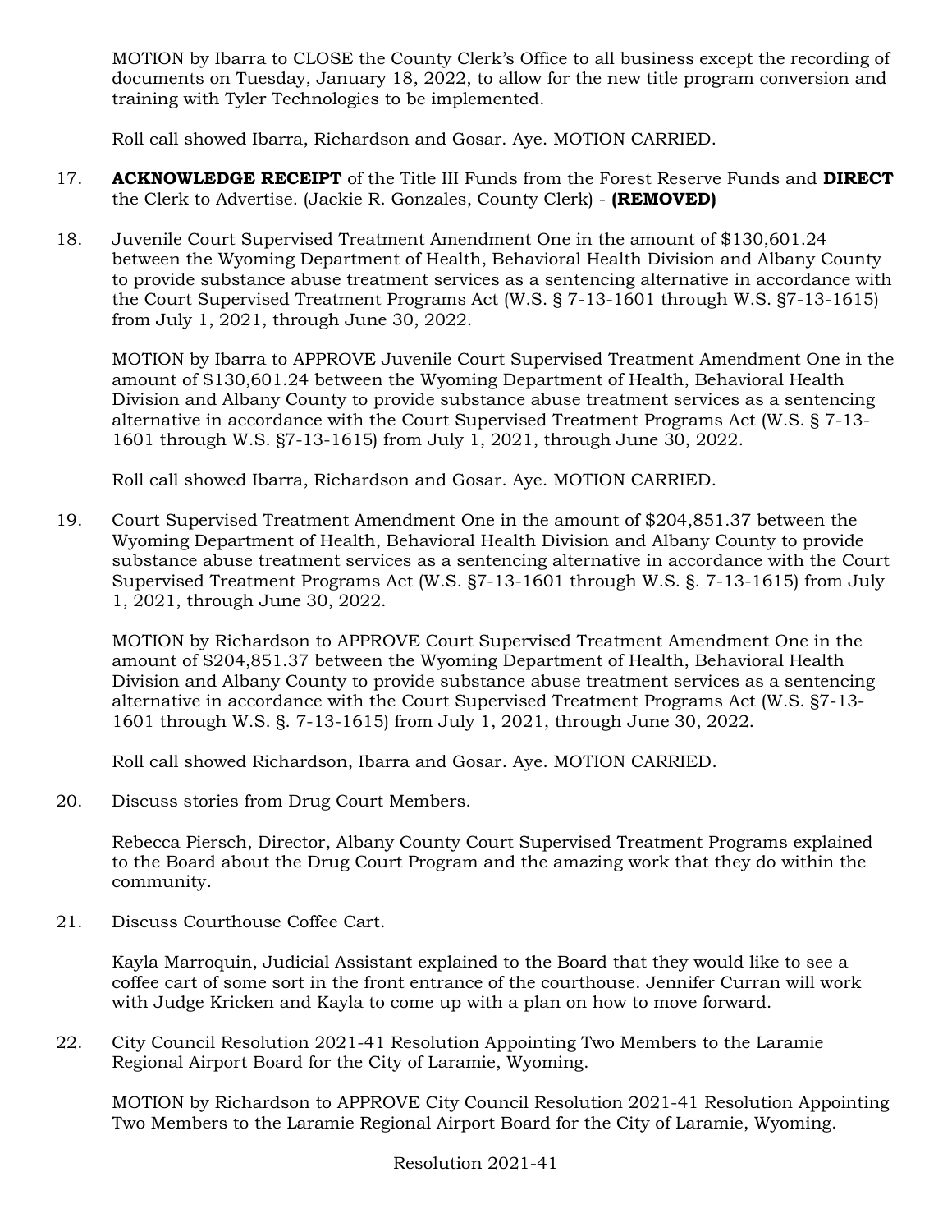MOTION by Ibarra to CLOSE the County Clerk's Office to all business except the recording of documents on Tuesday, January 18, 2022, to allow for the new title program conversion and training with Tyler Technologies to be implemented.

Roll call showed Ibarra, Richardson and Gosar. Aye. MOTION CARRIED.

17. **ACKNOWLEDGE RECEIPT** of the Title III Funds from the Forest Reserve Funds and **DIRECT** the Clerk to Advertise. (Jackie R. Gonzales, County Clerk) - **(REMOVED)**

18. Juvenile Court Supervised Treatment Amendment One in the amount of $130,601.24 between the Wyoming Department of Health, Behavioral Health Division and Albany County to provide substance abuse treatment services as a sentencing alternative in accordance with the Court Supervised Treatment Programs Act (W.S. § 7-13-1601 through W.S. §7-13-1615) from July 1, 2021, through June 30, 2022.

    MOTION by Ibarra to APPROVE Juvenile Court Supervised Treatment Amendment One in the amount of $130,601.24 between the Wyoming Department of Health, Behavioral Health Division and Albany County to provide substance abuse treatment services as a sentencing alternative in accordance with the Court Supervised Treatment Programs Act (W.S. § 7-13-1601 through W.S. §7-13-1615) from July 1, 2021, through June 30, 2022.

    Roll call showed Ibarra, Richardson and Gosar. Aye. MOTION CARRIED.

19. Court Supervised Treatment Amendment One in the amount of $204,851.37 between the Wyoming Department of Health, Behavioral Health Division and Albany County to provide substance abuse treatment services as a sentencing alternative in accordance with the Court Supervised Treatment Programs Act (W.S. §7-13-1601 through W.S. §. 7-13-1615) from July 1, 2021, through June 30, 2022.

    MOTION by Richardson to APPROVE Court Supervised Treatment Amendment One in the amount of $204,851.37 between the Wyoming Department of Health, Behavioral Health Division and Albany County to provide substance abuse treatment services as a sentencing alternative in accordance with the Court Supervised Treatment Programs Act (W.S. §7-13-1601 through W.S. §. 7-13-1615) from July 1, 2021, through June 30, 2022.

    Roll call showed Richardson, Ibarra and Gosar. Aye. MOTION CARRIED.

20. Discuss stories from Drug Court Members.

    Rebecca Piersch, Director, Albany County Court Supervised Treatment Programs explained to the Board about the Drug Court Program and the amazing work that they do within the community.

21. Discuss Courthouse Coffee Cart.

    Kayla Marroquin, Judicial Assistant explained to the Board that they would like to see a coffee cart of some sort in the front entrance of the courthouse. Jennifer Curran will work with Judge Kricken and Kayla to come up with a plan on how to move forward.

22. City Council Resolution 2021-41 Resolution Appointing Two Members to the Laramie Regional Airport Board for the City of Laramie, Wyoming.

    MOTION by Richardson to APPROVE City Council Resolution 2021-41 Resolution Appointing Two Members to the Laramie Regional Airport Board for the City of Laramie, Wyoming.

Resolution 2021-41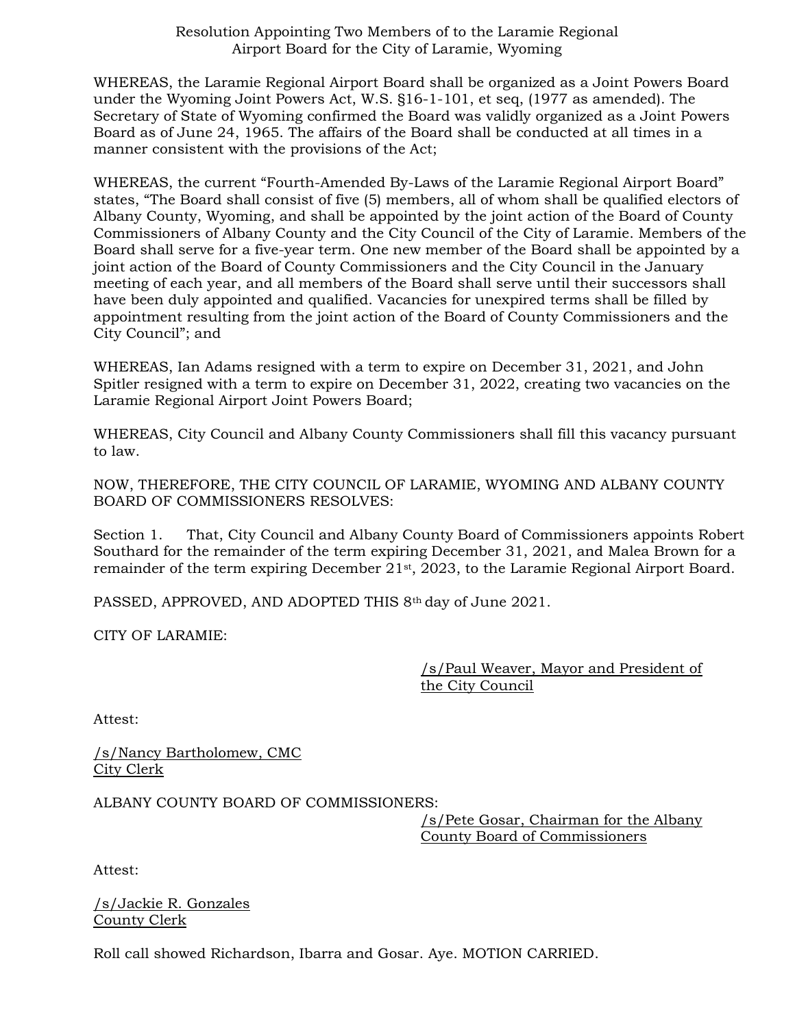# Resolution Appointing Two Members of to the Laramie Regional Airport Board for the City of Laramie, Wyoming

WHEREAS, the Laramie Regional Airport Board shall be organized as a Joint Powers Board under the Wyoming Joint Powers Act, W.S. §16-1-101, et seq, (1977 as amended). The Secretary of State of Wyoming confirmed the Board was validly organized as a Joint Powers Board as of June 24, 1965. The affairs of the Board shall be conducted at all times in a manner consistent with the provisions of the Act;

WHEREAS, the current "Fourth-Amended By-Laws of the Laramie Regional Airport Board" states, "The Board shall consist of five (5) members, all of whom shall be qualified electors of Albany County, Wyoming, and shall be appointed by the joint action of the Board of County Commissioners of Albany County and the City Council of the City of Laramie. Members of the Board shall serve for a five-year term. One new member of the Board shall be appointed by a joint action of the Board of County Commissioners and the City Council in the January meeting of each year, and all members of the Board shall serve until their successors shall have been duly appointed and qualified. Vacancies for unexpired terms shall be filled by appointment resulting from the joint action of the Board of County Commissioners and the City Council"; and

WHEREAS, Ian Adams resigned with a term to expire on December 31, 2021, and John Spitler resigned with a term to expire on December 31, 2022, creating two vacancies on the Laramie Regional Airport Joint Powers Board;

WHEREAS, City Council and Albany County Commissioners shall fill this vacancy pursuant to law.

NOW, THEREFORE, THE CITY COUNCIL OF LARAMIE, WYOMING AND ALBANY COUNTY BOARD OF COMMISSIONERS RESOLVES:

Section 1. That, City Council and Albany County Board of Commissioners appoints Robert Southard for the remainder of the term expiring December 31, 2021, and Malea Brown for a remainder of the term expiring December 21st, 2023, to the Laramie Regional Airport Board.

PASSED, APPROVED, AND ADOPTED THIS 8th day of June 2021.

CITY OF LARAMIE:

/s/Paul Weaver, Mayor and President of the City Council

Attest:

/s/Nancy Bartholomew, CMC
City Clerk

ALBANY COUNTY BOARD OF COMMISSIONERS:

/s/Pete Gosar, Chairman for the Albany County Board of Commissioners

Attest:

/s/Jackie R. Gonzales
County Clerk

Roll call showed Richardson, Ibarra and Gosar. Aye. MOTION CARRIED.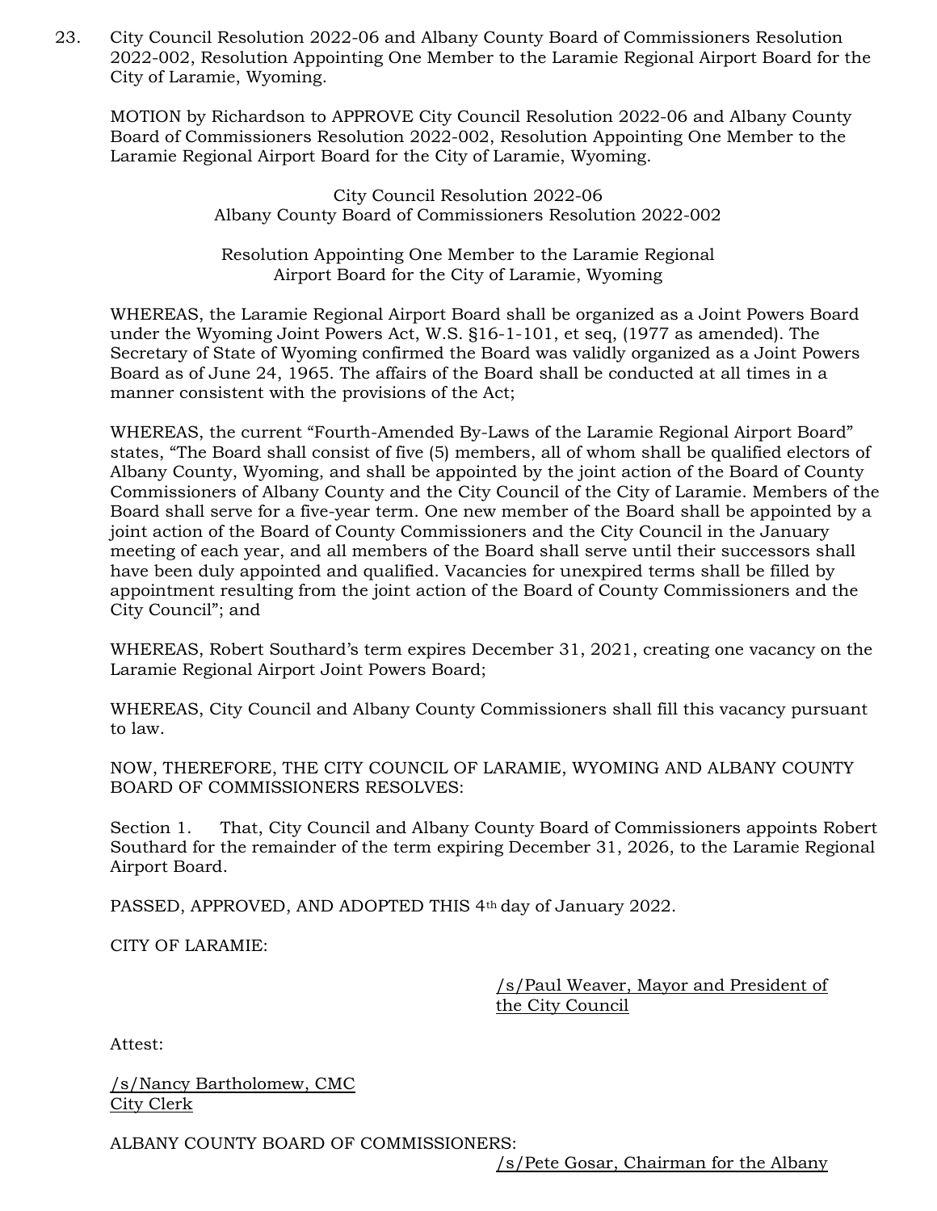23. City Council Resolution 2022-06 and Albany County Board of Commissioners Resolution 2022-002, Resolution Appointing One Member to the Laramie Regional Airport Board for the City of Laramie, Wyoming.

MOTION by Richardson to APPROVE City Council Resolution 2022-06 and Albany County Board of Commissioners Resolution 2022-002, Resolution Appointing One Member to the Laramie Regional Airport Board for the City of Laramie, Wyoming.

City Council Resolution 2022-06
Albany County Board of Commissioners Resolution 2022-002

Resolution Appointing One Member to the Laramie Regional Airport Board for the City of Laramie, Wyoming

WHEREAS, the Laramie Regional Airport Board shall be organized as a Joint Powers Board under the Wyoming Joint Powers Act, W.S. §16-1-101, et seq, (1977 as amended). The Secretary of State of Wyoming confirmed the Board was validly organized as a Joint Powers Board as of June 24, 1965. The affairs of the Board shall be conducted at all times in a manner consistent with the provisions of the Act;

WHEREAS, the current "Fourth-Amended By-Laws of the Laramie Regional Airport Board" states, "The Board shall consist of five (5) members, all of whom shall be qualified electors of Albany County, Wyoming, and shall be appointed by the joint action of the Board of County Commissioners of Albany County and the City Council of the City of Laramie. Members of the Board shall serve for a five-year term. One new member of the Board shall be appointed by a joint action of the Board of County Commissioners and the City Council in the January meeting of each year, and all members of the Board shall serve until their successors shall have been duly appointed and qualified. Vacancies for unexpired terms shall be filled by appointment resulting from the joint action of the Board of County Commissioners and the City Council"; and

WHEREAS, Robert Southard's term expires December 31, 2021, creating one vacancy on the Laramie Regional Airport Joint Powers Board;

WHEREAS, City Council and Albany County Commissioners shall fill this vacancy pursuant to law.

NOW, THEREFORE, THE CITY COUNCIL OF LARAMIE, WYOMING AND ALBANY COUNTY BOARD OF COMMISSIONERS RESOLVES:

Section 1. That, City Council and Albany County Board of Commissioners appoints Robert Southard for the remainder of the term expiring December 31, 2026, to the Laramie Regional Airport Board.

PASSED, APPROVED, AND ADOPTED THIS 4th day of January 2022.

CITY OF LARAMIE:

/s/Paul Weaver, Mayor and President of the City Council

Attest:

/s/Nancy Bartholomew, CMC
City Clerk

ALBANY COUNTY BOARD OF COMMISSIONERS:

/s/Pete Gosar, Chairman for the Albany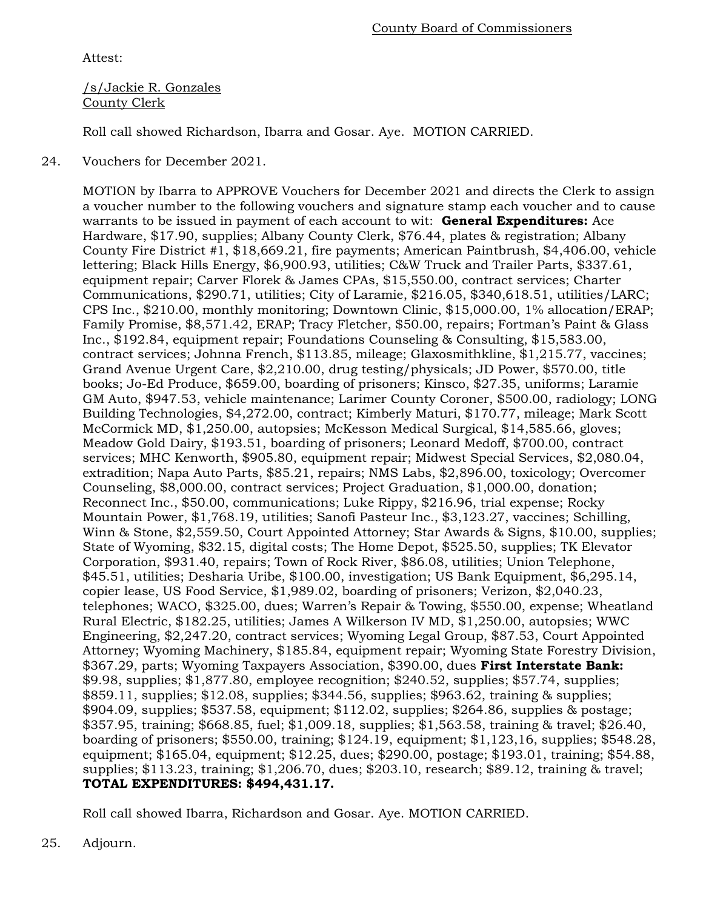County Board of Commissioners

Attest:

/s/Jackie R. Gonzales
County Clerk

Roll call showed Richardson, Ibarra and Gosar. Aye. MOTION CARRIED.

24. Vouchers for December 2021.

MOTION by Ibarra to APPROVE Vouchers for December 2021 and directs the Clerk to assign a voucher number to the following vouchers and signature stamp each voucher and to cause warrants to be issued in payment of each account to wit: **General Expenditures:** Ace Hardware, $17.90, supplies; Albany County Clerk, $76.44, plates & registration; Albany County Fire District #1, $18,669.21, fire payments; American Paintbrush, $4,406.00, vehicle lettering; Black Hills Energy, $6,900.93, utilities; C&W Truck and Trailer Parts, $337.61, equipment repair; Carver Florek & James CPAs, $15,550.00, contract services; Charter Communications, $290.71, utilities; City of Laramie, $216.05, $340,618.51, utilities/LARC; CPS Inc., $210.00, monthly monitoring; Downtown Clinic, $15,000.00, 1% allocation/ERAP; Family Promise, $8,571.42, ERAP; Tracy Fletcher, $50.00, repairs; Fortman's Paint & Glass Inc., $192.84, equipment repair; Foundations Counseling & Consulting, $15,583.00, contract services; Johnna French, $113.85, mileage; Glaxosmithkline, $1,215.77, vaccines; Grand Avenue Urgent Care, $2,210.00, drug testing/physicals; JD Power, $570.00, title books; Jo-Ed Produce, $659.00, boarding of prisoners; Kinsco, $27.35, uniforms; Laramie GM Auto, $947.53, vehicle maintenance; Larimer County Coroner, $500.00, radiology; LONG Building Technologies, $4,272.00, contract; Kimberly Maturi, $170.77, mileage; Mark Scott McCormick MD, $1,250.00, autopsies; McKesson Medical Surgical, $14,585.66, gloves; Meadow Gold Dairy, $193.51, boarding of prisoners; Leonard Medoff, $700.00, contract services; MHC Kenworth, $905.80, equipment repair; Midwest Special Services, $2,080.04, extradition; Napa Auto Parts, $85.21, repairs; NMS Labs, $2,896.00, toxicology; Overcomer Counseling, $8,000.00, contract services; Project Graduation, $1,000.00, donation; Reconnect Inc., $50.00, communications; Luke Rippy, $216.96, trial expense; Rocky Mountain Power, $1,768.19, utilities; Sanofi Pasteur Inc., $3,123.27, vaccines; Schilling, Winn & Stone, $2,559.50, Court Appointed Attorney; Star Awards & Signs, $10.00, supplies; State of Wyoming, $32.15, digital costs; The Home Depot, $525.50, supplies; TK Elevator Corporation, $931.40, repairs; Town of Rock River, $86.08, utilities; Union Telephone, $45.51, utilities; Desharia Uribe, $100.00, investigation; US Bank Equipment, $6,295.14, copier lease, US Food Service, $1,989.02, boarding of prisoners; Verizon, $2,040.23, telephones; WACO, $325.00, dues; Warren's Repair & Towing, $550.00, expense; Wheatland Rural Electric, $182.25, utilities; James A Wilkerson IV MD, $1,250.00, autopsies; WWC Engineering, $2,247.20, contract services; Wyoming Legal Group, $87.53, Court Appointed Attorney; Wyoming Machinery, $185.84, equipment repair; Wyoming State Forestry Division, $367.29, parts; Wyoming Taxpayers Association, $390.00, dues **First Interstate Bank:** $9.98, supplies; $1,877.80, employee recognition; $240.52, supplies; $57.74, supplies; $859.11, supplies; $12.08, supplies; $344.56, supplies; $963.62, training & supplies; $904.09, supplies; $537.58, equipment; $112.02, supplies; $264.86, supplies & postage; $357.95, training; $668.85, fuel; $1,009.18, supplies; $1,563.58, training & travel; $26.40, boarding of prisoners; $550.00, training; $124.19, equipment; $1,123,16, supplies; $548.28, equipment; $165.04, equipment; $12.25, dues; $290.00, postage; $193.01, training; $54.88, supplies; $113.23, training; $1,206.70, dues; $203.10, research; $89.12, training & travel; **TOTAL EXPENDITURES: $494,431.17.**

Roll call showed Ibarra, Richardson and Gosar. Aye. MOTION CARRIED.

25. Adjourn.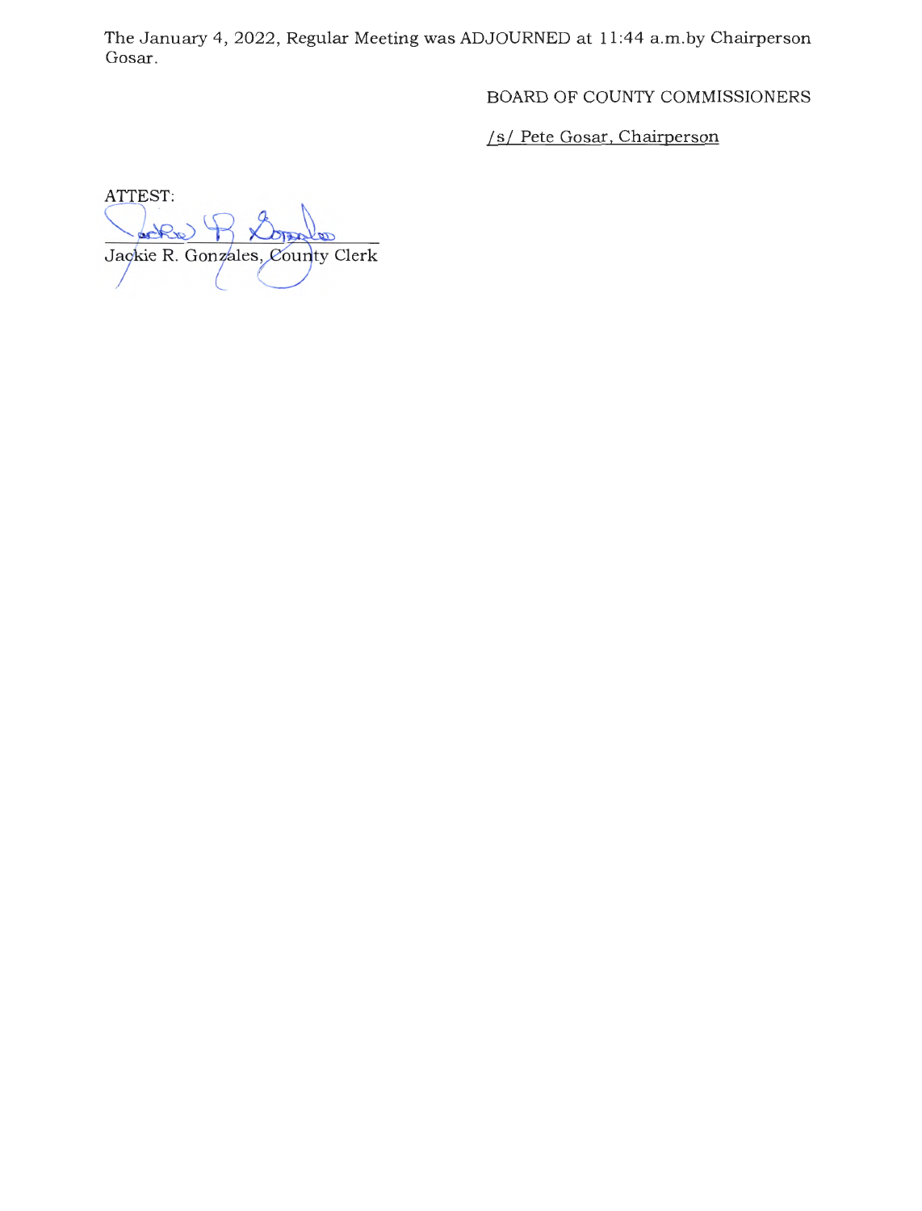The January 4, 2022, Regular Meeting was ADJOURNED at 11:44 a.m.by Chairperson Gosar.

BOARD OF COUNTY COMMISSIONERS

/s/ Pete Gosar, Chairperson

ATTEST:

Jackie R. Gonzales, County Clerk